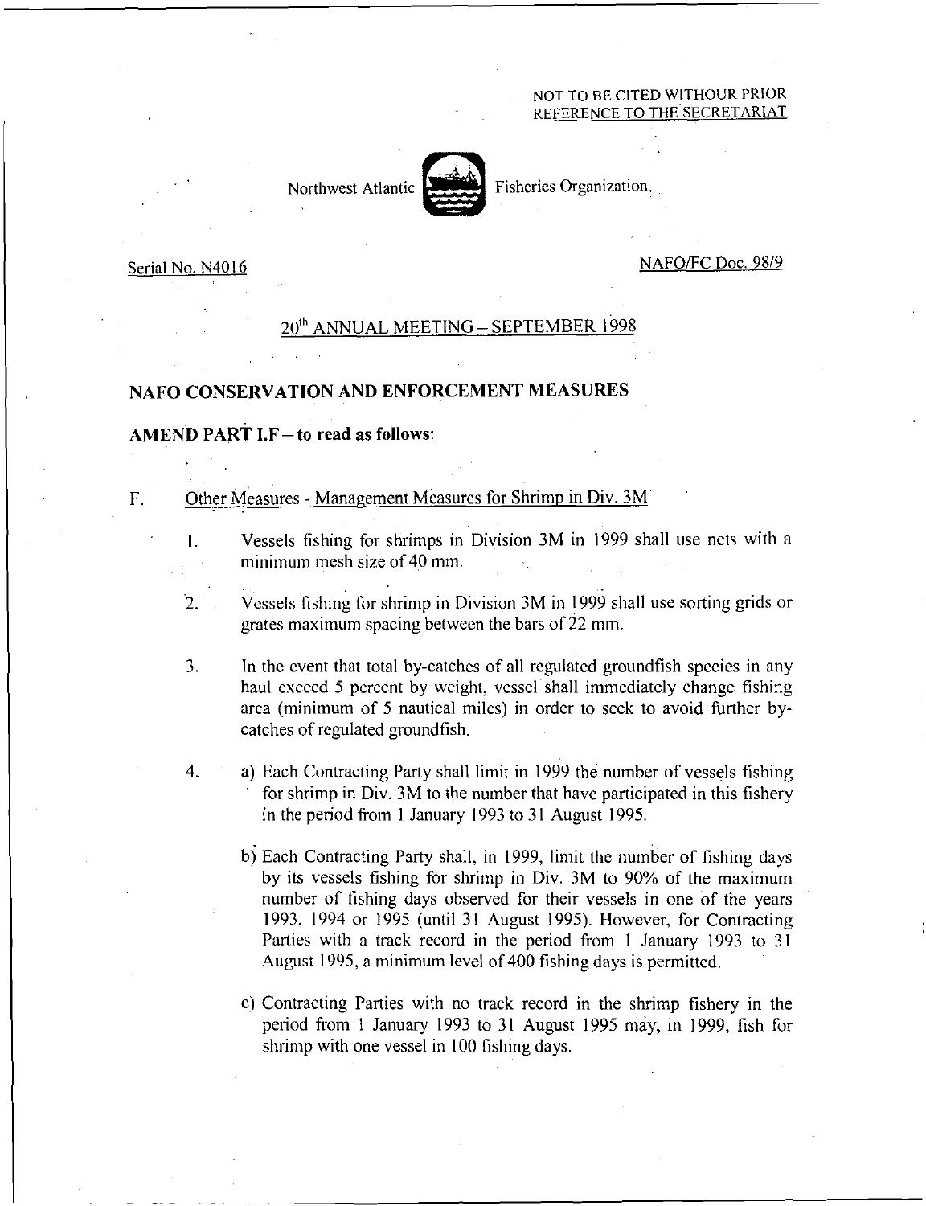NOT TO BE CITED WITHOUR PRIOR
REFERENCE TO THE SECRETARIAT

Northwest Atlantic Fisheries Organization

Serial No. N4016 NAFO/FC Doc. 98/9

20th ANNUAL MEETING – SEPTEMBER 1998

## NAFO CONSERVATION AND ENFORCEMENT MEASURES

**AMEND PART I.F – to read as follows:**

F. Other Measures - Management Measures for Shrimp in Div. 3M

1. Vessels fishing for shrimps in Division 3M in 1999 shall use nets with a minimum mesh size of 40 mm.

2. Vessels fishing for shrimp in Division 3M in 1999 shall use sorting grids or grates maximum spacing between the bars of 22 mm.

3. In the event that total by-catches of all regulated groundfish species in any haul exceed 5 percent by weight, vessel shall immediately change fishing area (minimum of 5 nautical miles) in order to seek to avoid further by-catches of regulated groundfish.

4. a) Each Contracting Party shall limit in 1999 the number of vessels fishing for shrimp in Div. 3M to the number that have participated in this fishery in the period from 1 January 1993 to 31 August 1995.

   b) Each Contracting Party shall, in 1999, limit the number of fishing days by its vessels fishing for shrimp in Div. 3M to 90% of the maximum number of fishing days observed for their vessels in one of the years 1993, 1994 or 1995 (until 31 August 1995). However, for Contracting Parties with a track record in the period from 1 January 1993 to 31 August 1995, a minimum level of 400 fishing days is permitted.

   c) Contracting Parties with no track record in the shrimp fishery in the period from 1 January 1993 to 31 August 1995 may, in 1999, fish for shrimp with one vessel in 100 fishing days.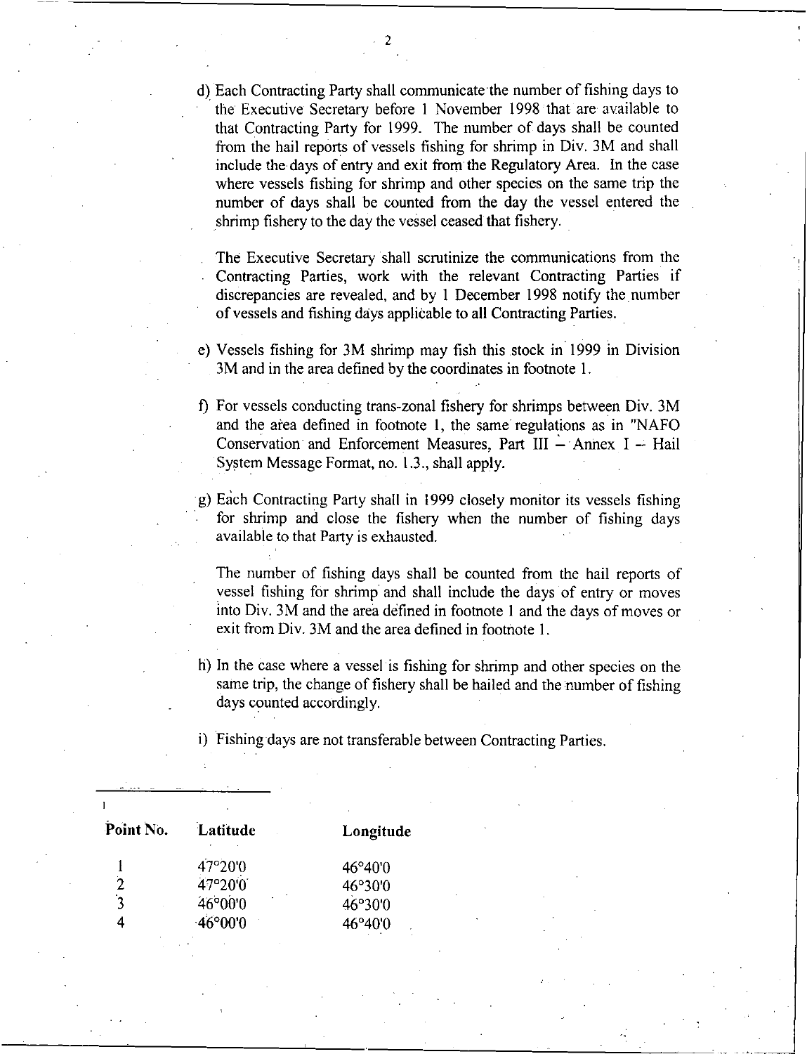d) Each Contracting Party shall communicate the number of fishing days to the Executive Secretary before 1 November 1998 that are available to that Contracting Party for 1999. The number of days shall be counted from the hail reports of vessels fishing for shrimp in Div. 3M and shall include the days of entry and exit from the Regulatory Area. In the case where vessels fishing for shrimp and other species on the same trip the number of days shall be counted from the day the vessel entered the shrimp fishery to the day the vessel ceased that fishery.

The Executive Secretary shall scrutinize the communications from the Contracting Parties, work with the relevant Contracting Parties if discrepancies are revealed, and by 1 December 1998 notify the number of vessels and fishing days applicable to all Contracting Parties.

e) Vessels fishing for 3M shrimp may fish this stock in 1999 in Division 3M and in the area defined by the coordinates in footnote 1.

f) For vessels conducting trans-zonal fishery for shrimps between Div. 3M and the area defined in footnote 1, the same regulations as in "NAFO Conservation and Enforcement Measures, Part III – Annex I – Hail System Message Format, no. 1.3., shall apply.

g) Each Contracting Party shall in 1999 closely monitor its vessels fishing for shrimp and close the fishery when the number of fishing days available to that Party is exhausted.

The number of fishing days shall be counted from the hail reports of vessel fishing for shrimp and shall include the days of entry or moves into Div. 3M and the area defined in footnote 1 and the days of moves or exit from Div. 3M and the area defined in footnote 1.

h) In the case where a vessel is fishing for shrimp and other species on the same trip, the change of fishery shall be hailed and the number of fishing days counted accordingly.

i) Fishing days are not transferable between Contracting Parties.

---

[1]

| Point No. | Latitude | Longitude |
|---|---|---|
| 1 | 47°20'0 | 46°40'0 |
| 2 | 47°20'0 | 46°30'0 |
| 3 | 46°00'0 | 46°30'0 |
| 4 | 46°00'0 | 46°40'0 |